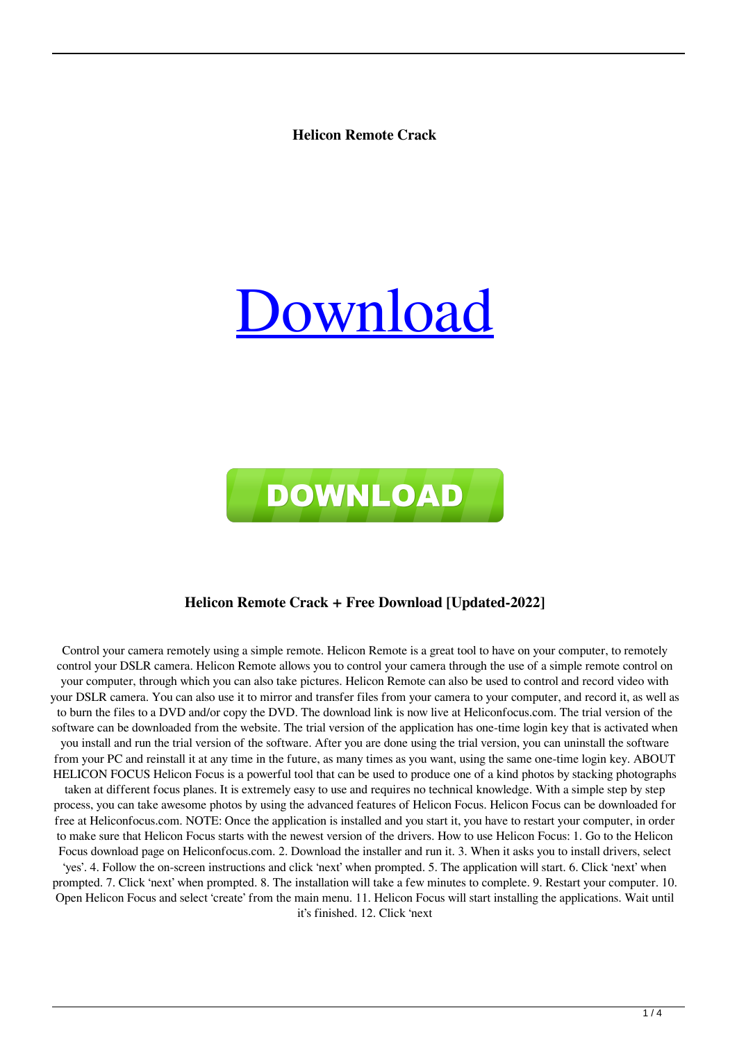**Helicon Remote Crack**

Download

DOWNLOAD

## Helicon Remote Crack + Free Download [Updated-2022]

Control your camera remotely using a simple remote. Helicon Remote is a great tool to have on your computer, to remotely control your DSLR camera. Helicon Remote allows you to control your camera through the use of a simple remote control on your computer, through which you can also take pictures. Helicon Remote can also be used to control and record video with your DSLR camera. You can also use it to mirror and transfer files from your camera to your computer, and record it, as well as to burn the files to a DVD and/or copy the DVD. The download link is now live at Heliconfocus.com. The trial version of the software can be downloaded from the website. The trial version of the application has one-time login key that is activated when you install and run the trial version of the software. After you are done using the trial version, you can uninstall the software from your PC and reinstall it at any time in the future, as many times as you want, using the same one-time login key. ABOUT HELICON FOCUS Helicon Focus is a powerful tool that can be used to produce one of a kind photos by stacking photographs taken at different focus planes. It is extremely easy to use and requires no technical knowledge. With a simple step by step process, you can take awesome photos by using the advanced features of Helicon Focus. Helicon Focus can be downloaded for free at Heliconfocus.com. NOTE: Once the application is installed and you start it, you have to restart your computer, in order to make sure that Helicon Focus starts with the newest version of the drivers. How to use Helicon Focus: 1. Go to the Helicon Focus download page on Heliconfocus.com. 2. Download the installer and run it. 3. When it asks you to install drivers, select 'yes'. 4. Follow the on-screen instructions and click 'next' when prompted. 5. The application will start. 6. Click 'next' when prompted. 7. Click 'next' when prompted. 8. The installation will take a few minutes to complete. 9. Restart your computer. 10. Open Helicon Focus and select 'create' from the main menu. 11. Helicon Focus will start installing the applications. Wait until it's finished. 12. Click 'next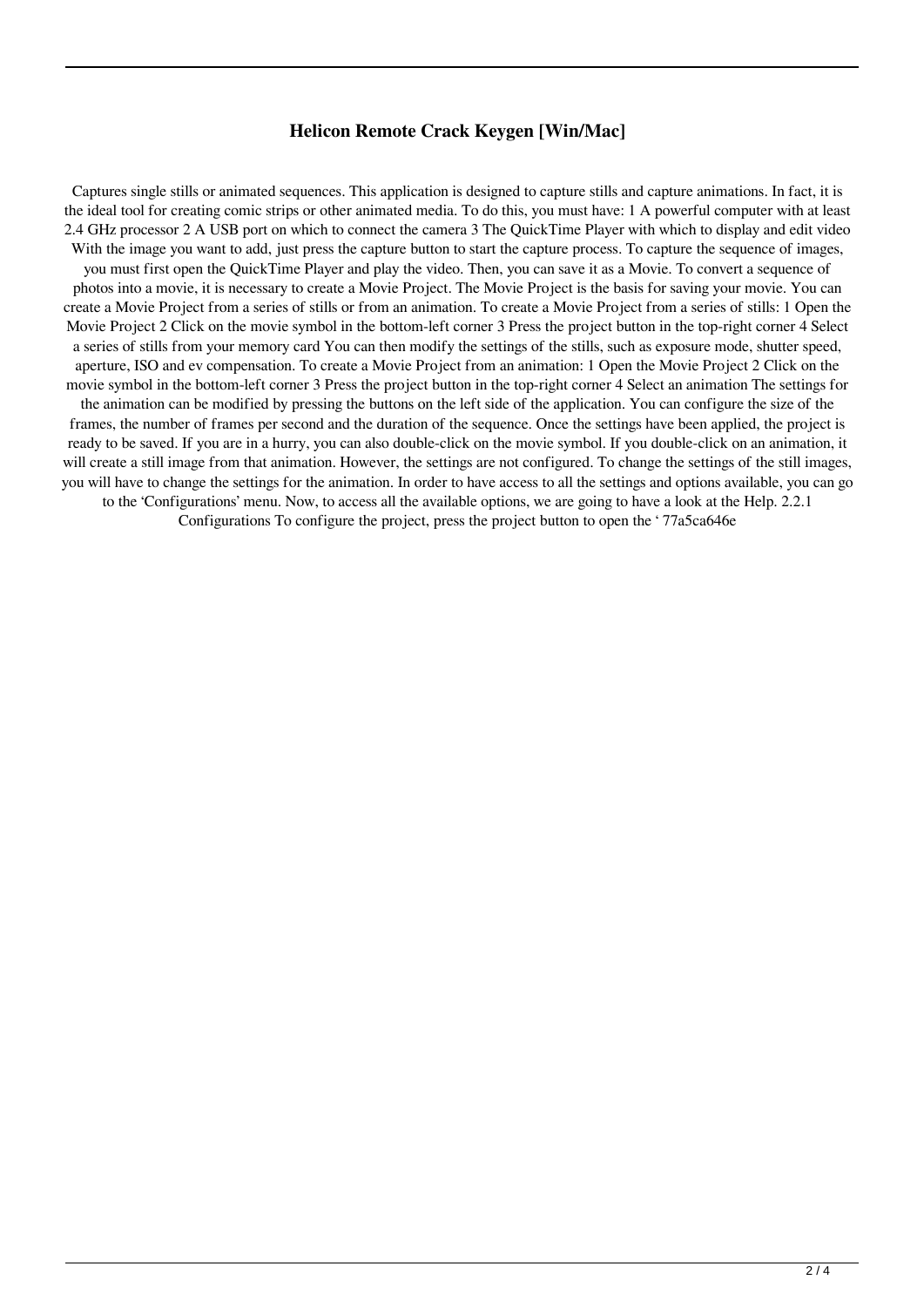# Helicon Remote Crack Keygen [Win/Mac]

Captures single stills or animated sequences. This application is designed to capture stills and capture animations. In fact, it is the ideal tool for creating comic strips or other animated media. To do this, you must have: 1 A powerful computer with at least 2.4 GHz processor 2 A USB port on which to connect the camera 3 The QuickTime Player with which to display and edit video With the image you want to add, just press the capture button to start the capture process. To capture the sequence of images, you must first open the QuickTime Player and play the video. Then, you can save it as a Movie. To convert a sequence of photos into a movie, it is necessary to create a Movie Project. The Movie Project is the basis for saving your movie. You can create a Movie Project from a series of stills or from an animation. To create a Movie Project from a series of stills: 1 Open the Movie Project 2 Click on the movie symbol in the bottom-left corner 3 Press the project button in the top-right corner 4 Select a series of stills from your memory card You can then modify the settings of the stills, such as exposure mode, shutter speed, aperture, ISO and ev compensation. To create a Movie Project from an animation: 1 Open the Movie Project 2 Click on the movie symbol in the bottom-left corner 3 Press the project button in the top-right corner 4 Select an animation The settings for the animation can be modified by pressing the buttons on the left side of the application. You can configure the size of the frames, the number of frames per second and the duration of the sequence. Once the settings have been applied, the project is ready to be saved. If you are in a hurry, you can also double-click on the movie symbol. If you double-click on an animation, it will create a still image from that animation. However, the settings are not configured. To change the settings of the still images, you will have to change the settings for the animation. In order to have access to all the settings and options available, you can go to the 'Configurations' menu. Now, to access all the available options, we are going to have a look at the Help. 2.2.1 Configurations To configure the project, press the project button to open the ' 77a5ca646e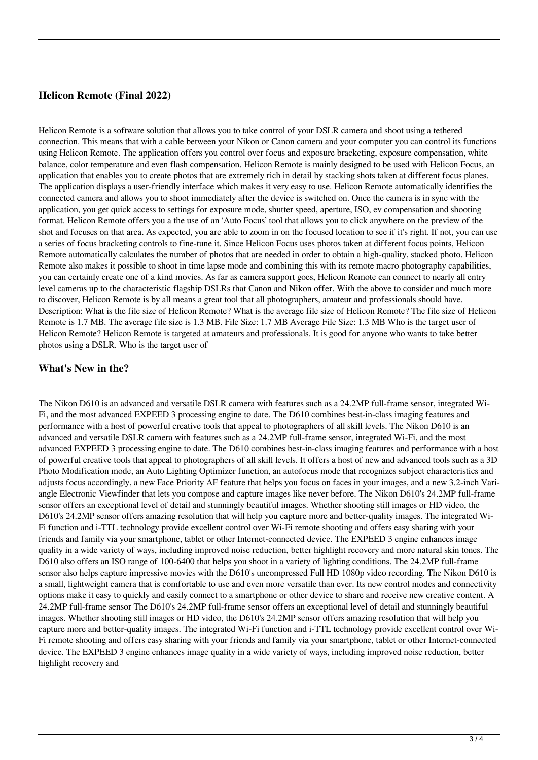## Helicon Remote (Final 2022)

Helicon Remote is a software solution that allows you to take control of your DSLR camera and shoot using a tethered connection. This means that with a cable between your Nikon or Canon camera and your computer you can control its functions using Helicon Remote. The application offers you control over focus and exposure bracketing, exposure compensation, white balance, color temperature and even flash compensation. Helicon Remote is mainly designed to be used with Helicon Focus, an application that enables you to create photos that are extremely rich in detail by stacking shots taken at different focus planes. The application displays a user-friendly interface which makes it very easy to use. Helicon Remote automatically identifies the connected camera and allows you to shoot immediately after the device is switched on. Once the camera is in sync with the application, you get quick access to settings for exposure mode, shutter speed, aperture, ISO, ev compensation and shooting format. Helicon Remote offers you a the use of an 'Auto Focus' tool that allows you to click anywhere on the preview of the shot and focuses on that area. As expected, you are able to zoom in on the focused location to see if it's right. If not, you can use a series of focus bracketing controls to fine-tune it. Since Helicon Focus uses photos taken at different focus points, Helicon Remote automatically calculates the number of photos that are needed in order to obtain a high-quality, stacked photo. Helicon Remote also makes it possible to shoot in time lapse mode and combining this with its remote macro photography capabilities, you can certainly create one of a kind movies. As far as camera support goes, Helicon Remote can connect to nearly all entry level cameras up to the characteristic flagship DSLRs that Canon and Nikon offer. With the above to consider and much more to discover, Helicon Remote is by all means a great tool that all photographers, amateur and professionals should have. Description: What is the file size of Helicon Remote? What is the average file size of Helicon Remote? The file size of Helicon Remote is 1.7 MB. The average file size is 1.3 MB. File Size: 1.7 MB Average File Size: 1.3 MB Who is the target user of Helicon Remote? Helicon Remote is targeted at amateurs and professionals. It is good for anyone who wants to take better photos using a DSLR. Who is the target user of

## What's New in the?

The Nikon D610 is an advanced and versatile DSLR camera with features such as a 24.2MP full-frame sensor, integrated Wi-Fi, and the most advanced EXPEED 3 processing engine to date. The D610 combines best-in-class imaging features and performance with a host of powerful creative tools that appeal to photographers of all skill levels. The Nikon D610 is an advanced and versatile DSLR camera with features such as a 24.2MP full-frame sensor, integrated Wi-Fi, and the most advanced EXPEED 3 processing engine to date. The D610 combines best-in-class imaging features and performance with a host of powerful creative tools that appeal to photographers of all skill levels. It offers a host of new and advanced tools such as a 3D Photo Modification mode, an Auto Lighting Optimizer function, an autofocus mode that recognizes subject characteristics and adjusts focus accordingly, a new Face Priority AF feature that helps you focus on faces in your images, and a new 3.2-inch Vari-angle Electronic Viewfinder that lets you compose and capture images like never before. The Nikon D610's 24.2MP full-frame sensor offers an exceptional level of detail and stunningly beautiful images. Whether shooting still images or HD video, the D610's 24.2MP sensor offers amazing resolution that will help you capture more and better-quality images. The integrated Wi-Fi function and i-TTL technology provide excellent control over Wi-Fi remote shooting and offers easy sharing with your friends and family via your smartphone, tablet or other Internet-connected device. The EXPEED 3 engine enhances image quality in a wide variety of ways, including improved noise reduction, better highlight recovery and more natural skin tones. The D610 also offers an ISO range of 100-6400 that helps you shoot in a variety of lighting conditions. The 24.2MP full-frame sensor also helps capture impressive movies with the D610's uncompressed Full HD 1080p video recording. The Nikon D610 is a small, lightweight camera that is comfortable to use and even more versatile than ever. Its new control modes and connectivity options make it easy to quickly and easily connect to a smartphone or other device to share and receive new creative content. A 24.2MP full-frame sensor The D610's 24.2MP full-frame sensor offers an exceptional level of detail and stunningly beautiful images. Whether shooting still images or HD video, the D610's 24.2MP sensor offers amazing resolution that will help you capture more and better-quality images. The integrated Wi-Fi function and i-TTL technology provide excellent control over Wi-Fi remote shooting and offers easy sharing with your friends and family via your smartphone, tablet or other Internet-connected device. The EXPEED 3 engine enhances image quality in a wide variety of ways, including improved noise reduction, better highlight recovery and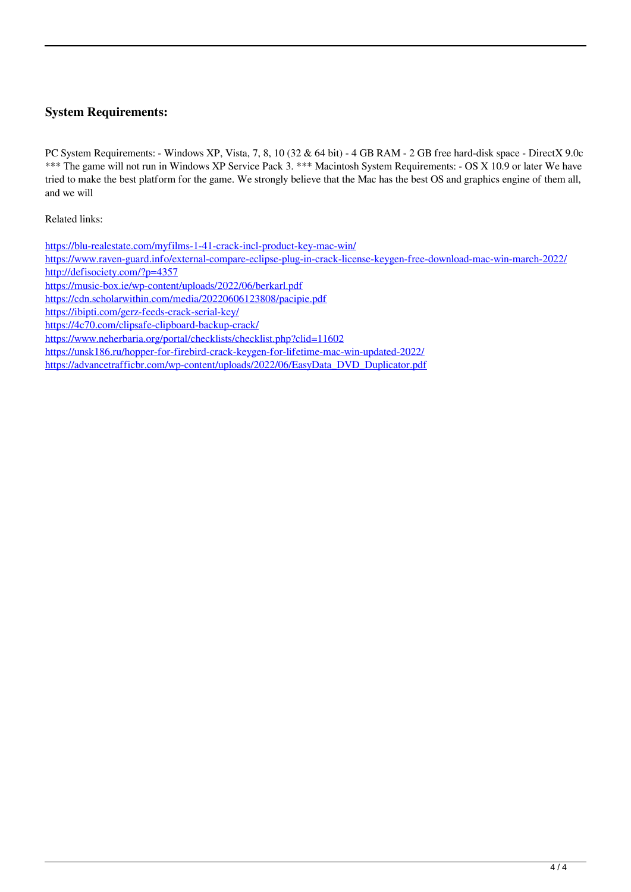### System Requirements:

PC System Requirements: - Windows XP, Vista, 7, 8, 10 (32 & 64 bit) - 4 GB RAM - 2 GB free hard-disk space - DirectX 9.0c *** The game will not run in Windows XP Service Pack 3. *** Macintosh System Requirements: - OS X 10.9 or later We have tried to make the best platform for the game. We strongly believe that the Mac has the best OS and graphics engine of them all, and we will

Related links:

https://blu-realestate.com/myfilms-1-41-crack-incl-product-key-mac-win/
https://www.raven-guard.info/external-compare-eclipse-plug-in-crack-license-keygen-free-download-mac-win-march-2022/
http://defisociety.com/?p=4357
https://music-box.ie/wp-content/uploads/2022/06/berkarl.pdf
https://cdn.scholarwithin.com/media/20220606123808/pacipie.pdf
https://ibipti.com/gerz-feeds-crack-serial-key/
https://4c70.com/clipsafe-clipboard-backup-crack/
https://www.neherbaria.org/portal/checklists/checklist.php?clid=11602
https://unsk186.ru/hopper-for-firebird-crack-keygen-for-lifetime-mac-win-updated-2022/
https://advancetrafficbr.com/wp-content/uploads/2022/06/EasyData_DVD_Duplicator.pdf